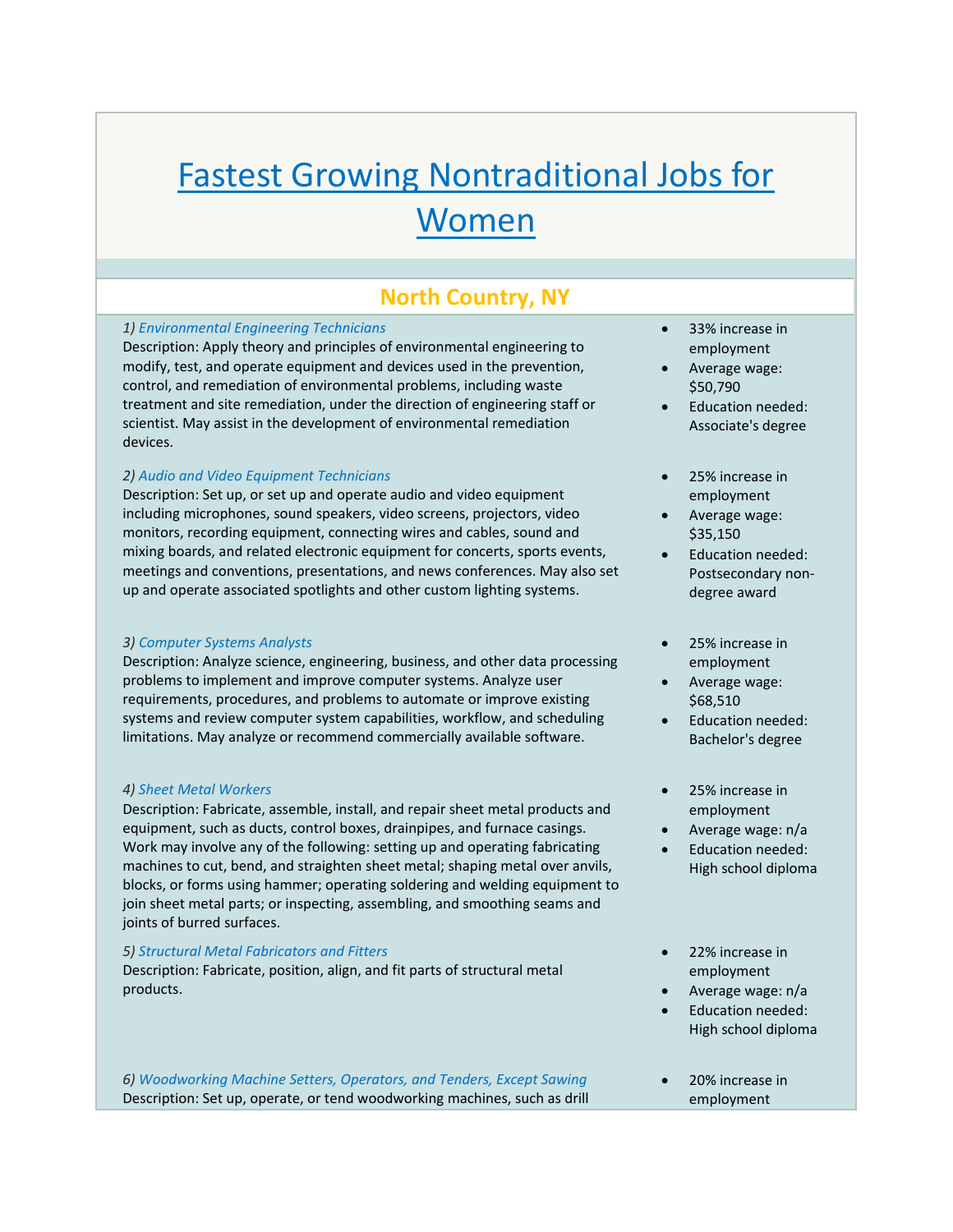# Fastest Growing Nontraditional Jobs for Women

## North Country, NY

1) *Environmental Engineering Technicians*
Description: Apply theory and principles of environmental engineering to modify, test, and operate equipment and devices used in the prevention, control, and remediation of environmental problems, including waste treatment and site remediation, under the direction of engineering staff or scientist. May assist in the development of environmental remediation devices.

- 33% increase in employment
- Average wage: $50,790
- Education needed: Associate's degree

2) *Audio and Video Equipment Technicians*
Description: Set up, or set up and operate audio and video equipment including microphones, sound speakers, video screens, projectors, video monitors, recording equipment, connecting wires and cables, sound and mixing boards, and related electronic equipment for concerts, sports events, meetings and conventions, presentations, and news conferences. May also set up and operate associated spotlights and other custom lighting systems.

- 25% increase in employment
- Average wage: $35,150
- Education needed: Postsecondary non-degree award

3) *Computer Systems Analysts*
Description: Analyze science, engineering, business, and other data processing problems to implement and improve computer systems. Analyze user requirements, procedures, and problems to automate or improve existing systems and review computer system capabilities, workflow, and scheduling limitations. May analyze or recommend commercially available software.

- 25% increase in employment
- Average wage: $68,510
- Education needed: Bachelor's degree

4) *Sheet Metal Workers*
Description: Fabricate, assemble, install, and repair sheet metal products and equipment, such as ducts, control boxes, drainpipes, and furnace casings. Work may involve any of the following: setting up and operating fabricating machines to cut, bend, and straighten sheet metal; shaping metal over anvils, blocks, or forms using hammer; operating soldering and welding equipment to join sheet metal parts; or inspecting, assembling, and smoothing seams and joints of burred surfaces.

- 25% increase in employment
- Average wage: n/a
- Education needed: High school diploma

5) *Structural Metal Fabricators and Fitters*
Description: Fabricate, position, align, and fit parts of structural metal products.

- 22% increase in employment
- Average wage: n/a
- Education needed: High school diploma

6) *Woodworking Machine Setters, Operators, and Tenders, Except Sawing*
Description: Set up, operate, or tend woodworking machines, such as drill

- 20% increase in employment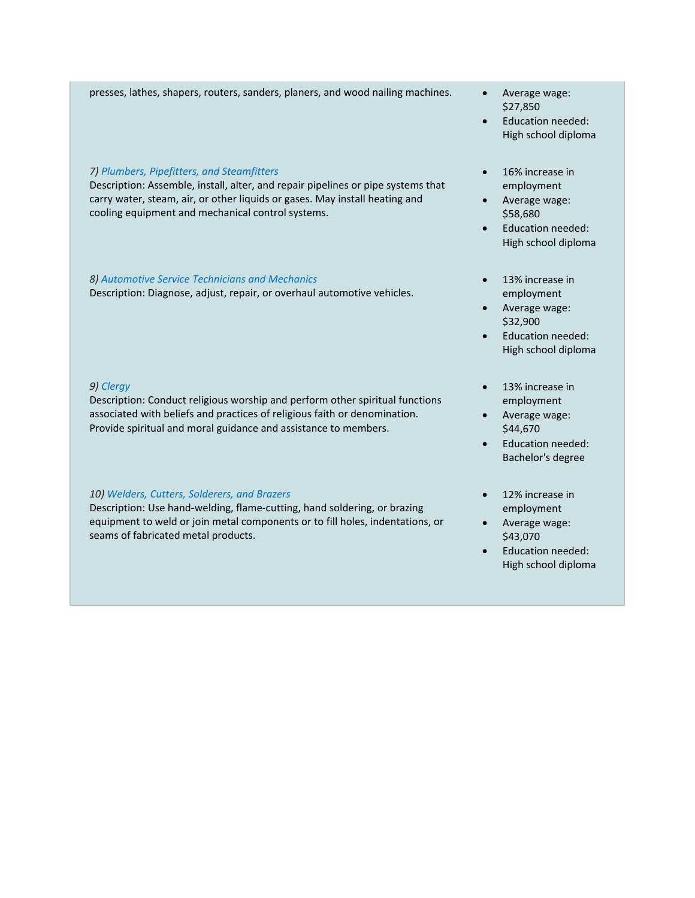presses, lathes, shapers, routers, sanders, planers, and wood nailing machines.

- Average wage: $27,850
- Education needed: High school diploma

*7) Plumbers, Pipefitters, and Steamfitters*
Description: Assemble, install, alter, and repair pipelines or pipe systems that carry water, steam, air, or other liquids or gases. May install heating and cooling equipment and mechanical control systems.

- 16% increase in employment
- Average wage: $58,680
- Education needed: High school diploma

*8) Automotive Service Technicians and Mechanics*
Description: Diagnose, adjust, repair, or overhaul automotive vehicles.

- 13% increase in employment
- Average wage: $32,900
- Education needed: High school diploma

*9) Clergy*
Description: Conduct religious worship and perform other spiritual functions associated with beliefs and practices of religious faith or denomination. Provide spiritual and moral guidance and assistance to members.

- 13% increase in employment
- Average wage: $44,670
- Education needed: Bachelor's degree

*10) Welders, Cutters, Solderers, and Brazers*
Description: Use hand-welding, flame-cutting, hand soldering, or brazing equipment to weld or join metal components or to fill holes, indentations, or seams of fabricated metal products.

- 12% increase in employment
- Average wage: $43,070
- Education needed: High school diploma